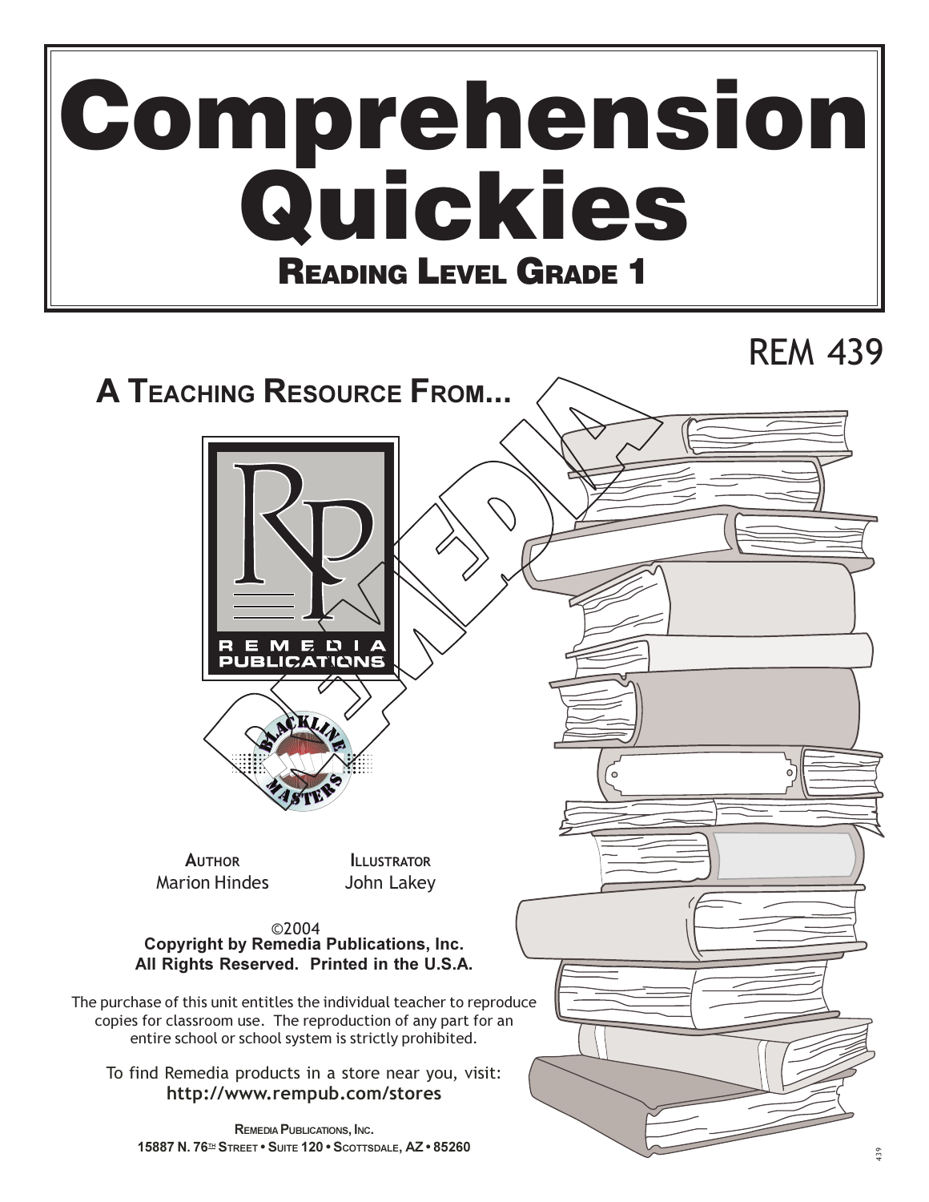# Comprehension Quickies

## Reading Level Grade 1

REM 439

**A Teaching Resource From...**

REMEDIA PUBLICATIONS

BLACKLINE MASTERS

**Author**
Marion Hindes

**Illustrator**
John Lakey

©2004
**Copyright by Remedia Publications, Inc.**
**All Rights Reserved. Printed in the U.S.A.**

The purchase of this unit entitles the individual teacher to reproduce copies for classroom use. The reproduction of any part for an entire school or school system is strictly prohibited.

To find Remedia products in a store near you, visit:
**http://www.rempub.com/stores**

**Remedia Publications, Inc.**
**15887 N. 76th Street • Suite 120 • Scottsdale, AZ • 85260**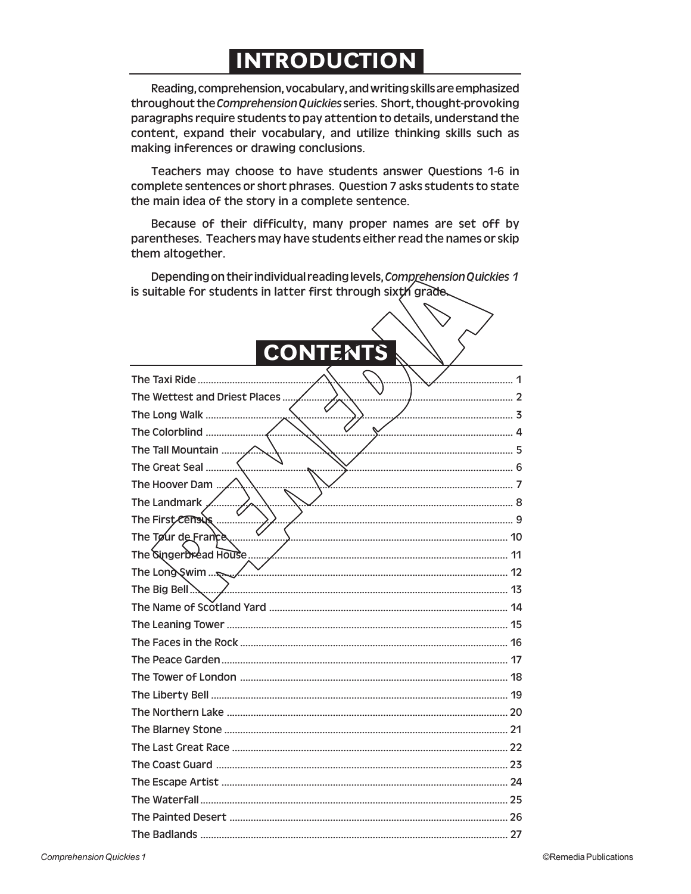# INTRODUCTION

Reading, comprehension, vocabulary, and writing skills are emphasized throughout the *Comprehension Quickies* series. Short, thought-provoking paragraphs require students to pay attention to details, understand the content, expand their vocabulary, and utilize thinking skills such as making inferences or drawing conclusions.

Teachers may choose to have students answer Questions 1-6 in complete sentences or short phrases. Question 7 asks students to state the main idea of the story in a complete sentence.

Because of their difficulty, many proper names are set off by parentheses. Teachers may have students either read the names or skip them altogether.

Depending on their individual reading levels, *Comprehension Quickies 1* is suitable for students in latter first through sixth grade.

# CONTENTS

| | |
|---|---|
| The Taxi Ride | 1 |
| The Wettest and Driest Places | 2 |
| The Long Walk | 3 |
| The Colorblind | 4 |
| The Tall Mountain | 5 |
| The Great Seal | 6 |
| The Hoover Dam | 7 |
| The Landmark | 8 |
| The First Census | 9 |
| The Tour de France | 10 |
| The Gingerbread House | 11 |
| The Long Swim | 12 |
| The Big Bell | 13 |
| The Name of Scotland Yard | 14 |
| The Leaning Tower | 15 |
| The Faces in the Rock | 16 |
| The Peace Garden | 17 |
| The Tower of London | 18 |
| The Liberty Bell | 19 |
| The Northern Lake | 20 |
| The Blarney Stone | 21 |
| The Last Great Race | 22 |
| The Coast Guard | 23 |
| The Escape Artist | 24 |
| The Waterfall | 25 |
| The Painted Desert | 26 |
| The Badlands | 27 |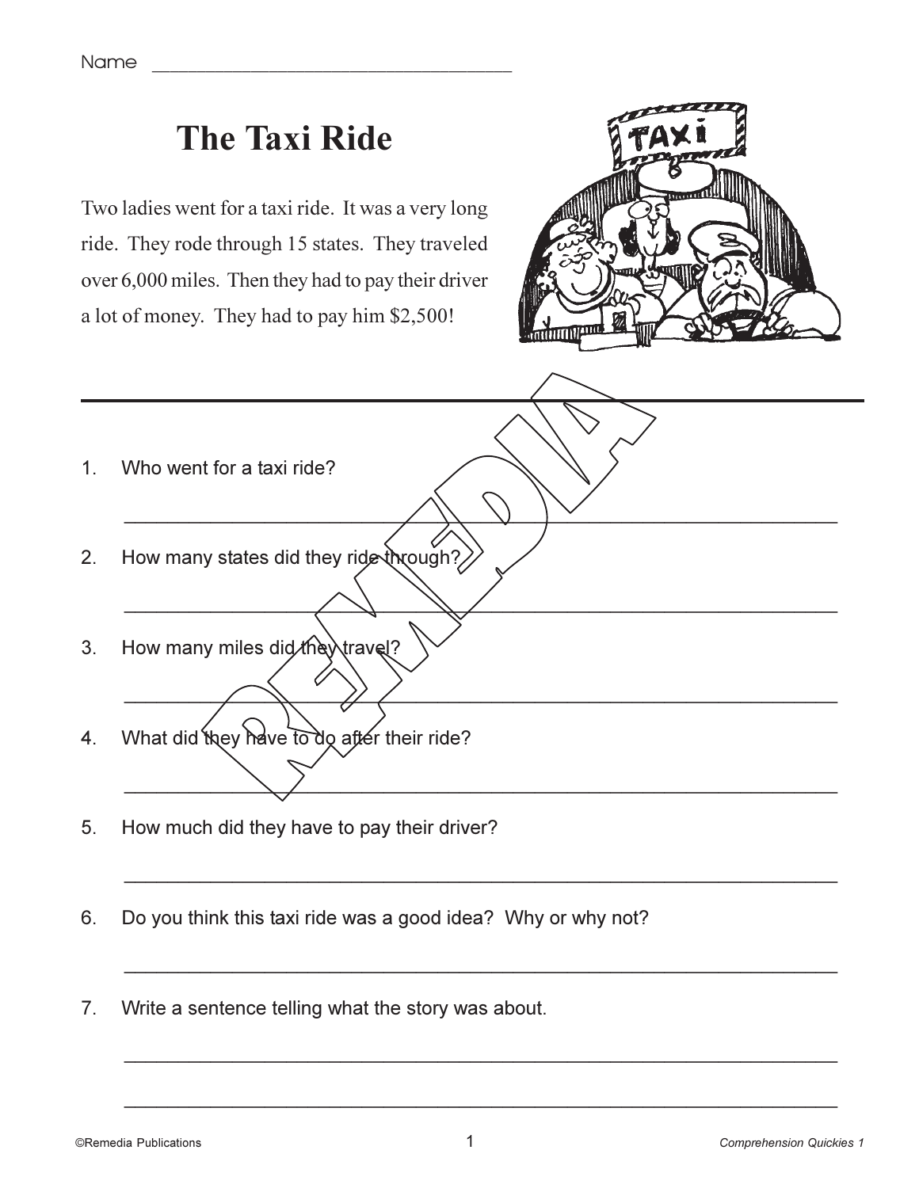Name ____________________________________

# The Taxi Ride

Two ladies went for a taxi ride. It was a very long ride. They rode through 15 states. They traveled over 6,000 miles. Then they had to pay their driver a lot of money. They had to pay him $2,500!

---

1. Who went for a taxi ride?

   ______________________________________________________________

2. How many states did they ride through?

   ______________________________________________________________

3. How many miles did they travel?

   ______________________________________________________________

4. What did they have to do after their ride?

   ______________________________________________________________

5. How much did they have to pay their driver?

   ______________________________________________________________

6. Do you think this taxi ride was a good idea? Why or why not?

   ______________________________________________________________

7. Write a sentence telling what the story was about.

   ______________________________________________________________

   ______________________________________________________________

©Remedia Publications

*Comprehension Quickies 1*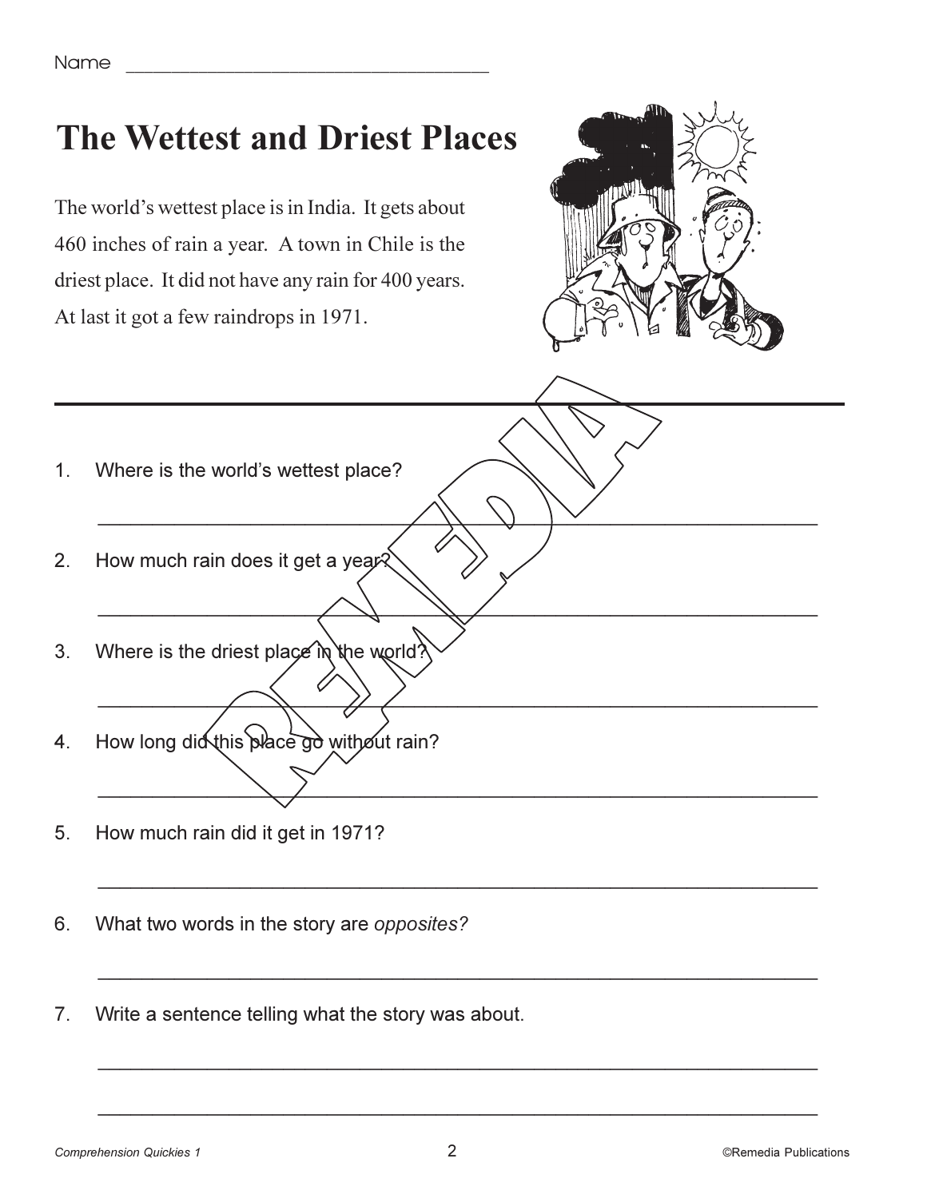Name ___________________________________

# The Wettest and Driest Places

The world's wettest place is in India. It gets about 460 inches of rain a year. A town in Chile is the driest place. It did not have any rain for 400 years. At last it got a few raindrops in 1971.

---

1. Where is the world's wettest place?

   ___________________________________________________________________

2. How much rain does it get a year?

   ___________________________________________________________________

3. Where is the driest place in the world?

   ___________________________________________________________________

4. How long did this place go without rain?

   ___________________________________________________________________

5. How much rain did it get in 1971?

   ___________________________________________________________________

6. What two words in the story are *opposites?*

   ___________________________________________________________________

7. Write a sentence telling what the story was about.

   ___________________________________________________________________

   ___________________________________________________________________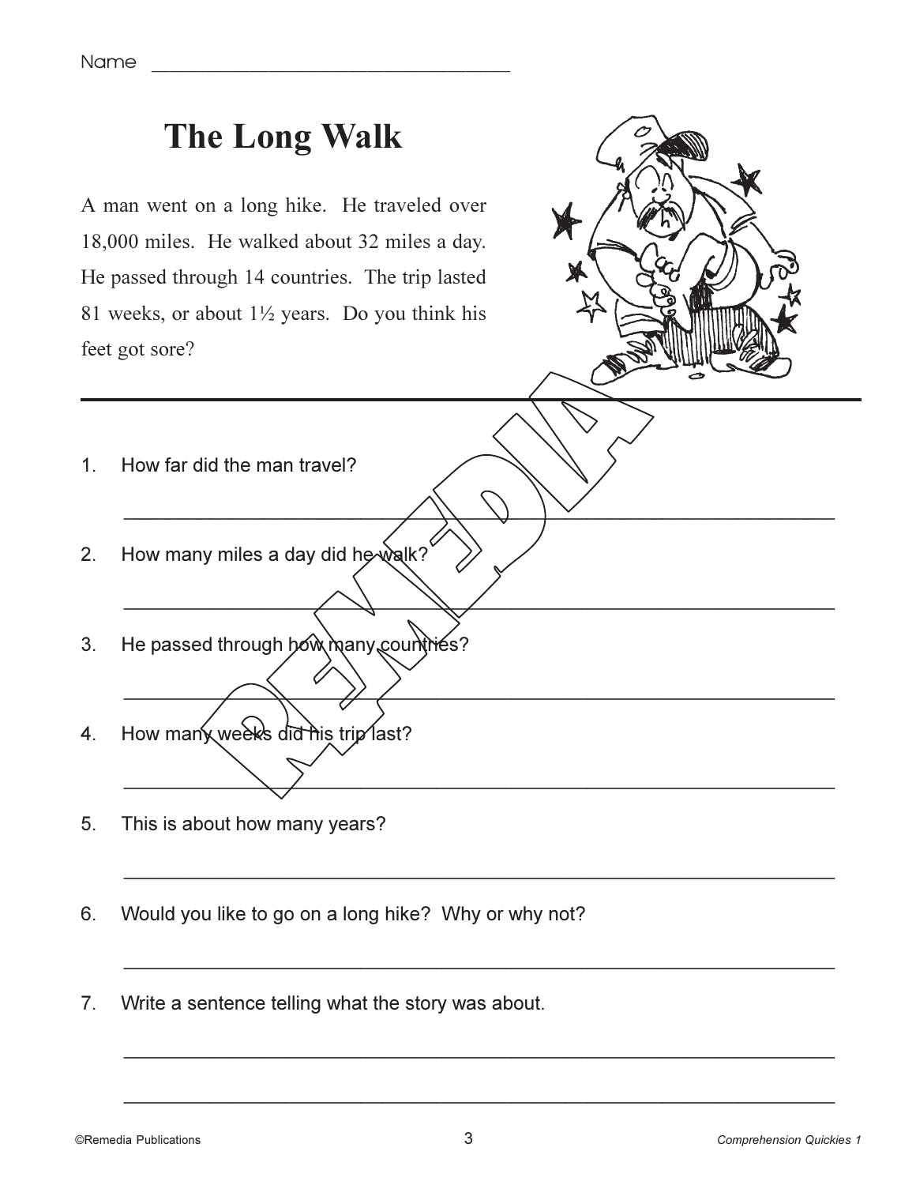Name ___________________________________

# The Long Walk

A man went on a long hike. He traveled over 18,000 miles. He walked about 32 miles a day. He passed through 14 countries. The trip lasted 81 weeks, or about 1½ years. Do you think his feet got sore?

---

1. How far did the man travel?

   ______________________________________________________________

2. How many miles a day did he walk?

   ______________________________________________________________

3. He passed through how many countries?

   ______________________________________________________________

4. How many weeks did his trip last?

   ______________________________________________________________

5. This is about how many years?

   ______________________________________________________________

6. Would you like to go on a long hike? Why or why not?

   ______________________________________________________________

7. Write a sentence telling what the story was about.

   ______________________________________________________________

   ______________________________________________________________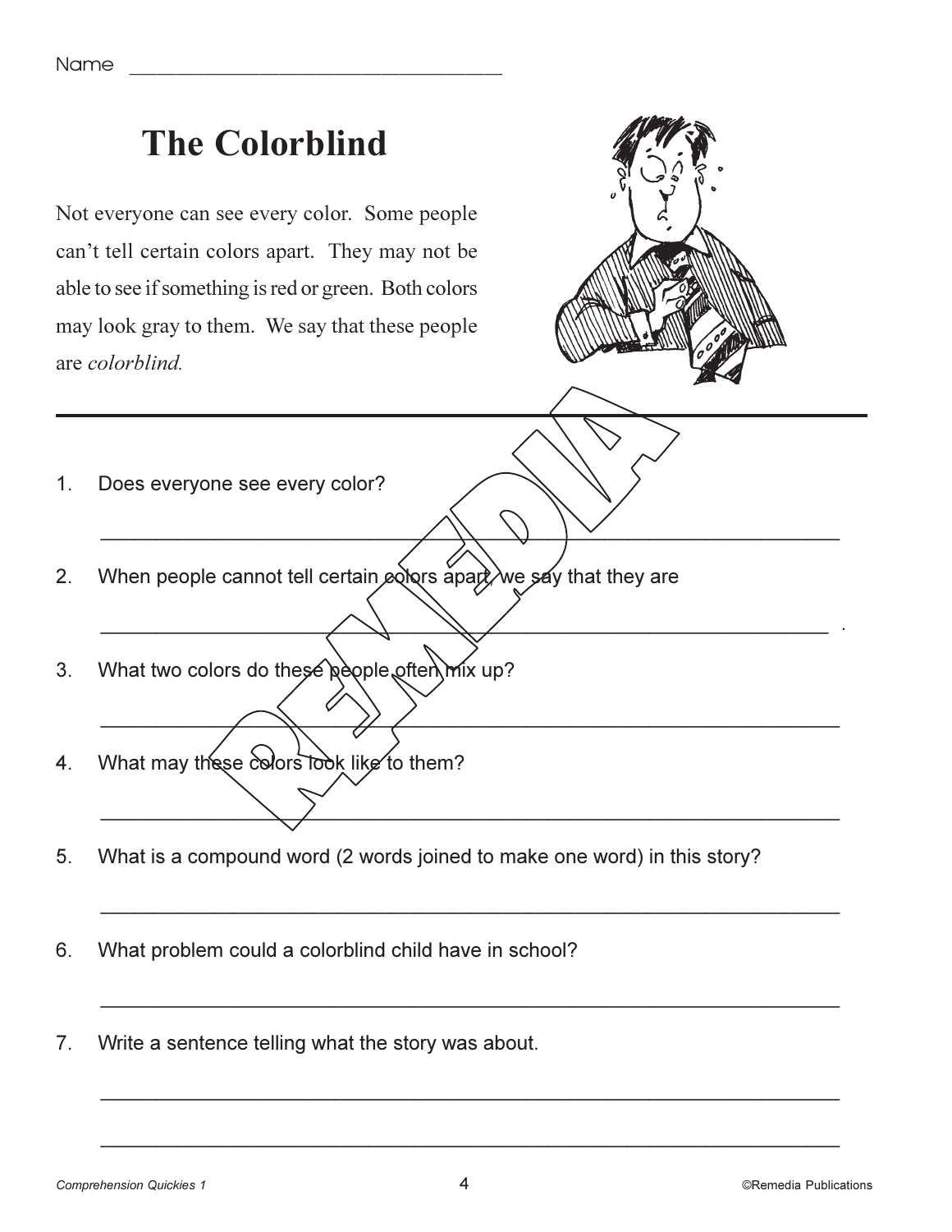Name ______________________________

# The Colorblind

Not everyone can see every color. Some people can't tell certain colors apart. They may not be able to see if something is red or green. Both colors may look gray to them. We say that these people are *colorblind.*

---

1. Does everyone see every color?

   ______________________________________________________________

2. When people cannot tell certain colors apart, we say that they are

   ______________________________________________________________ .

3. What two colors do these people often mix up?

   ______________________________________________________________

4. What may these colors look like to them?

   ______________________________________________________________

5. What is a compound word (2 words joined to make one word) in this story?

   ______________________________________________________________

6. What problem could a colorblind child have in school?

   ______________________________________________________________

7. Write a sentence telling what the story was about.

   ______________________________________________________________

   ______________________________________________________________